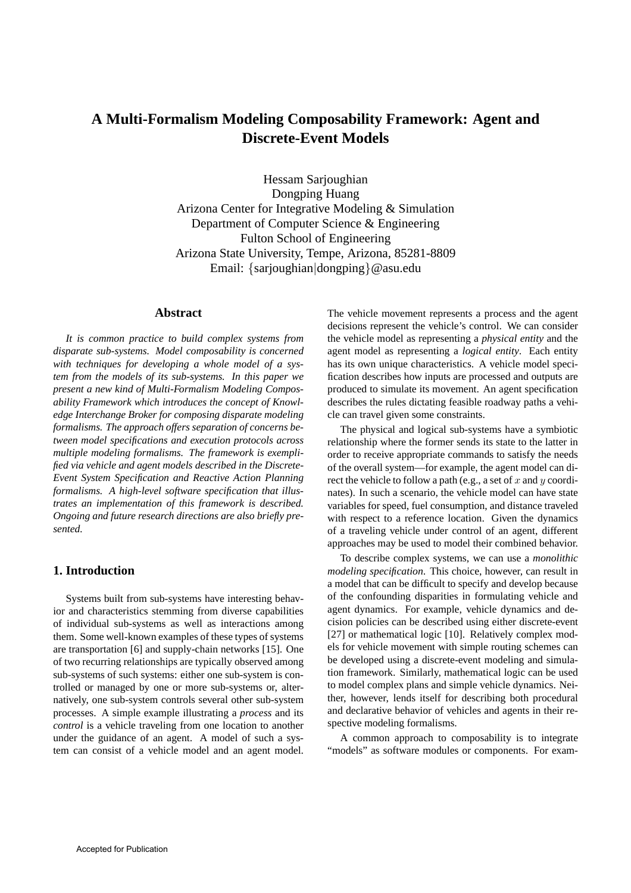# A Multi-Formalism Modeling Composability Framework: Agent and Discrete-Event Models

Hessam Sarjoughian
Dongping Huang
Arizona Center for Integrative Modeling & Simulation
Department of Computer Science & Engineering
Fulton School of Engineering
Arizona State University, Tempe, Arizona, 85281-8809
Email: {sarjoughian|dongping}@asu.edu

## Abstract

*It is common practice to build complex systems from disparate sub-systems. Model composability is concerned with techniques for developing a whole model of a system from the models of its sub-systems. In this paper we present a new kind of Multi-Formalism Modeling Composability Framework which introduces the concept of Knowledge Interchange Broker for composing disparate modeling formalisms. The approach offers separation of concerns between model specifications and execution protocols across multiple modeling formalisms. The framework is exemplified via vehicle and agent models described in the Discrete-Event System Specification and Reactive Action Planning formalisms. A high-level software specification that illustrates an implementation of this framework is described. Ongoing and future research directions are also briefly presented.*

## 1. Introduction

Systems built from sub-systems have interesting behavior and characteristics stemming from diverse capabilities of individual sub-systems as well as interactions among them. Some well-known examples of these types of systems are transportation [6] and supply-chain networks [15]. One of two recurring relationships are typically observed among sub-systems of such systems: either one sub-system is controlled or managed by one or more sub-systems or, alternatively, one sub-system controls several other sub-system processes. A simple example illustrating a *process* and its *control* is a vehicle traveling from one location to another under the guidance of an agent. A model of such a system can consist of a vehicle model and an agent model. The vehicle movement represents a process and the agent decisions represent the vehicle's control. We can consider the vehicle model as representing a *physical entity* and the agent model as representing a *logical entity*. Each entity has its own unique characteristics. A vehicle model specification describes how inputs are processed and outputs are produced to simulate its movement. An agent specification describes the rules dictating feasible roadway paths a vehicle can travel given some constraints.

The physical and logical sub-systems have a symbiotic relationship where the former sends its state to the latter in order to receive appropriate commands to satisfy the needs of the overall system—for example, the agent model can direct the vehicle to follow a path (e.g., a set of $x$ and $y$ coordinates). In such a scenario, the vehicle model can have state variables for speed, fuel consumption, and distance traveled with respect to a reference location. Given the dynamics of a traveling vehicle under control of an agent, different approaches may be used to model their combined behavior.

To describe complex systems, we can use a *monolithic modeling specification*. This choice, however, can result in a model that can be difficult to specify and develop because of the confounding disparities in formulating vehicle and agent dynamics. For example, vehicle dynamics and decision policies can be described using either discrete-event [27] or mathematical logic [10]. Relatively complex models for vehicle movement with simple routing schemes can be developed using a discrete-event modeling and simulation framework. Similarly, mathematical logic can be used to model complex plans and simple vehicle dynamics. Neither, however, lends itself for describing both procedural and declarative behavior of vehicles and agents in their respective modeling formalisms.

A common approach to composability is to integrate "models" as software modules or components. For exam-

Accepted for Publication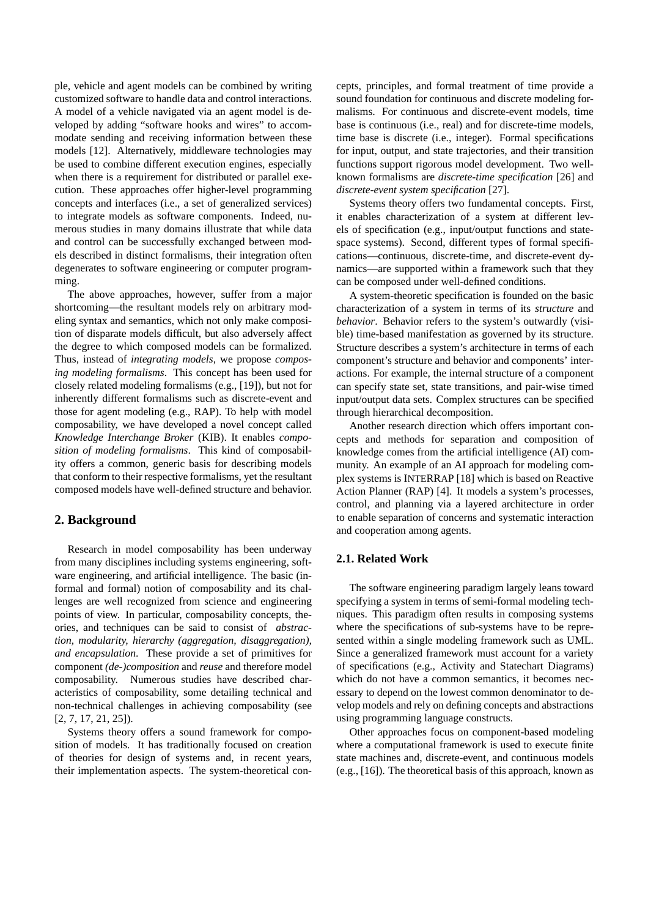ple, vehicle and agent models can be combined by writing customized software to handle data and control interactions. A model of a vehicle navigated via an agent model is developed by adding "software hooks and wires" to accommodate sending and receiving information between these models [12]. Alternatively, middleware technologies may be used to combine different execution engines, especially when there is a requirement for distributed or parallel execution. These approaches offer higher-level programming concepts and interfaces (i.e., a set of generalized services) to integrate models as software components. Indeed, numerous studies in many domains illustrate that while data and control can be successfully exchanged between models described in distinct formalisms, their integration often degenerates to software engineering or computer programming.

The above approaches, however, suffer from a major shortcoming—the resultant models rely on arbitrary modeling syntax and semantics, which not only make composition of disparate models difficult, but also adversely affect the degree to which composed models can be formalized. Thus, instead of *integrating models*, we propose *composing modeling formalisms*. This concept has been used for closely related modeling formalisms (e.g., [19]), but not for inherently different formalisms such as discrete-event and those for agent modeling (e.g., RAP). To help with model composability, we have developed a novel concept called *Knowledge Interchange Broker* (KIB). It enables *composition of modeling formalisms*. This kind of composability offers a common, generic basis for describing models that conform to their respective formalisms, yet the resultant composed models have well-defined structure and behavior.

## 2. Background

Research in model composability has been underway from many disciplines including systems engineering, software engineering, and artificial intelligence. The basic (informal and formal) notion of composability and its challenges are well recognized from science and engineering points of view. In particular, composability concepts, theories, and techniques can be said to consist of *abstraction, modularity, hierarchy (aggregation, disaggregation), and encapsulation*. These provide a set of primitives for component *(de-)composition* and *reuse* and therefore model composability. Numerous studies have described characteristics of composability, some detailing technical and non-technical challenges in achieving composability (see [2, 7, 17, 21, 25]).

Systems theory offers a sound framework for composition of models. It has traditionally focused on creation of theories for design of systems and, in recent years, their implementation aspects. The system-theoretical concepts, principles, and formal treatment of time provide a sound foundation for continuous and discrete modeling formalisms. For continuous and discrete-event models, time base is continuous (i.e., real) and for discrete-time models, time base is discrete (i.e., integer). Formal specifications for input, output, and state trajectories, and their transition functions support rigorous model development. Two well-known formalisms are *discrete-time specification* [26] and *discrete-event system specification* [27].

Systems theory offers two fundamental concepts. First, it enables characterization of a system at different levels of specification (e.g., input/output functions and state-space systems). Second, different types of formal specifications—continuous, discrete-time, and discrete-event dynamics—are supported within a framework such that they can be composed under well-defined conditions.

A system-theoretic specification is founded on the basic characterization of a system in terms of its *structure* and *behavior*. Behavior refers to the system's outwardly (visible) time-based manifestation as governed by its structure. Structure describes a system's architecture in terms of each component's structure and behavior and components' interactions. For example, the internal structure of a component can specify state set, state transitions, and pair-wise timed input/output data sets. Complex structures can be specified through hierarchical decomposition.

Another research direction which offers important concepts and methods for separation and composition of knowledge comes from the artificial intelligence (AI) community. An example of an AI approach for modeling complex systems is INTERRAP [18] which is based on Reactive Action Planner (RAP) [4]. It models a system's processes, control, and planning via a layered architecture in order to enable separation of concerns and systematic interaction and cooperation among agents.

### 2.1. Related Work

The software engineering paradigm largely leans toward specifying a system in terms of semi-formal modeling techniques. This paradigm often results in composing systems where the specifications of sub-systems have to be represented within a single modeling framework such as UML. Since a generalized framework must account for a variety of specifications (e.g., Activity and Statechart Diagrams) which do not have a common semantics, it becomes necessary to depend on the lowest common denominator to develop models and rely on defining concepts and abstractions using programming language constructs.

Other approaches focus on component-based modeling where a computational framework is used to execute finite state machines and, discrete-event, and continuous models (e.g., [16]). The theoretical basis of this approach, known as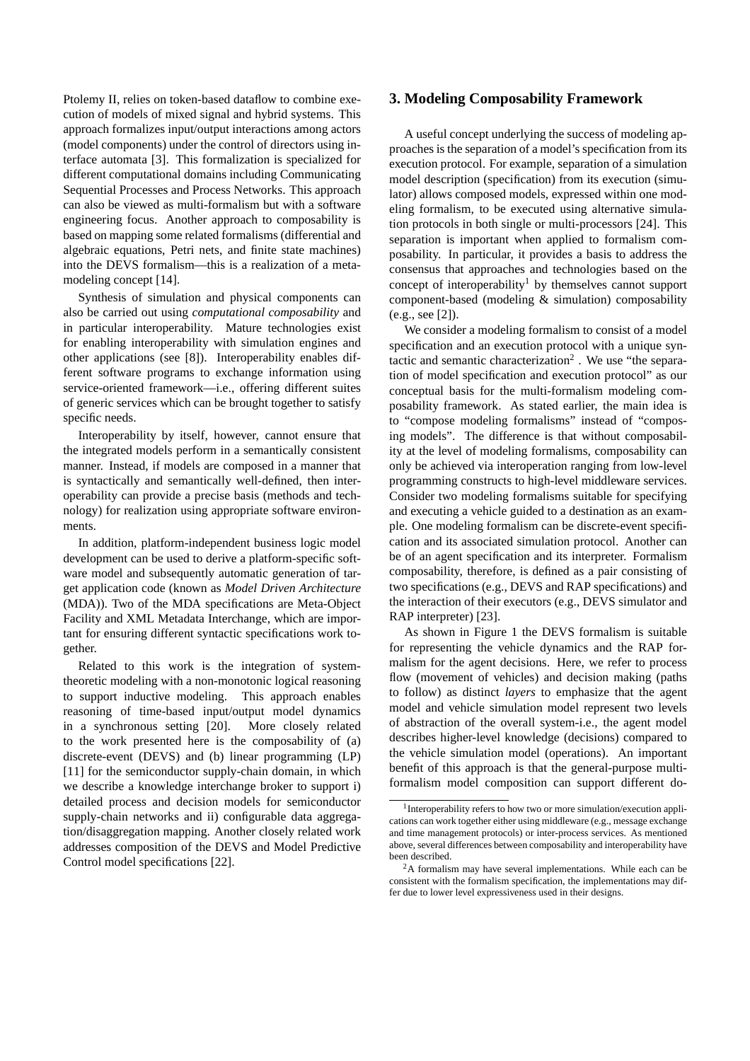Ptolemy II, relies on token-based dataflow to combine execution of models of mixed signal and hybrid systems. This approach formalizes input/output interactions among actors (model components) under the control of directors using interface automata [3]. This formalization is specialized for different computational domains including Communicating Sequential Processes and Process Networks. This approach can also be viewed as multi-formalism but with a software engineering focus. Another approach to composability is based on mapping some related formalisms (differential and algebraic equations, Petri nets, and finite state machines) into the DEVS formalism—this is a realization of a meta-modeling concept [14].

Synthesis of simulation and physical components can also be carried out using *computational composability* and in particular interoperability. Mature technologies exist for enabling interoperability with simulation engines and other applications (see [8]). Interoperability enables different software programs to exchange information using service-oriented framework—i.e., offering different suites of generic services which can be brought together to satisfy specific needs.

Interoperability by itself, however, cannot ensure that the integrated models perform in a semantically consistent manner. Instead, if models are composed in a manner that is syntactically and semantically well-defined, then interoperability can provide a precise basis (methods and technology) for realization using appropriate software environments.

In addition, platform-independent business logic model development can be used to derive a platform-specific software model and subsequently automatic generation of target application code (known as *Model Driven Architecture* (MDA)). Two of the MDA specifications are Meta-Object Facility and XML Metadata Interchange, which are important for ensuring different syntactic specifications work together.

Related to this work is the integration of system-theoretic modeling with a non-monotonic logical reasoning to support inductive modeling. This approach enables reasoning of time-based input/output model dynamics in a synchronous setting [20]. More closely related to the work presented here is the composability of (a) discrete-event (DEVS) and (b) linear programming (LP) [11] for the semiconductor supply-chain domain, in which we describe a knowledge interchange broker to support i) detailed process and decision models for semiconductor supply-chain networks and ii) configurable data aggregation/disaggregation mapping. Another closely related work addresses composition of the DEVS and Model Predictive Control model specifications [22].

## 3. Modeling Composability Framework

A useful concept underlying the success of modeling approaches is the separation of a model's specification from its execution protocol. For example, separation of a simulation model description (specification) from its execution (simulator) allows composed models, expressed within one modeling formalism, to be executed using alternative simulation protocols in both single or multi-processors [24]. This separation is important when applied to formalism composability. In particular, it provides a basis to address the consensus that approaches and technologies based on the concept of interoperability[1] by themselves cannot support component-based (modeling & simulation) composability (e.g., see [2]).

We consider a modeling formalism to consist of a model specification and an execution protocol with a unique syntactic and semantic characterization[2]. We use "the separation of model specification and execution protocol" as our conceptual basis for the multi-formalism modeling composability framework. As stated earlier, the main idea is to "compose modeling formalisms" instead of "composing models". The difference is that without composability at the level of modeling formalisms, composability can only be achieved via interoperation ranging from low-level programming constructs to high-level middleware services. Consider two modeling formalisms suitable for specifying and executing a vehicle guided to a destination as an example. One modeling formalism can be discrete-event specification and its associated simulation protocol. Another can be of an agent specification and its interpreter. Formalism composability, therefore, is defined as a pair consisting of two specifications (e.g., DEVS and RAP specifications) and the interaction of their executors (e.g., DEVS simulator and RAP interpreter) [23].

As shown in Figure 1 the DEVS formalism is suitable for representing the vehicle dynamics and the RAP formalism for the agent decisions. Here, we refer to process flow (movement of vehicles) and decision making (paths to follow) as distinct *layers* to emphasize that the agent model and vehicle simulation model represent two levels of abstraction of the overall system-i.e., the agent model describes higher-level knowledge (decisions) compared to the vehicle simulation model (operations). An important benefit of this approach is that the general-purpose multi-formalism model composition can support different do-

[1] Interoperability refers to how two or more simulation/execution applications can work together either using middleware (e.g., message exchange and time management protocols) or inter-process services. As mentioned above, several differences between composability and interoperability have been described.

[2] A formalism may have several implementations. While each can be consistent with the formalism specification, the implementations may differ due to lower level expressiveness used in their designs.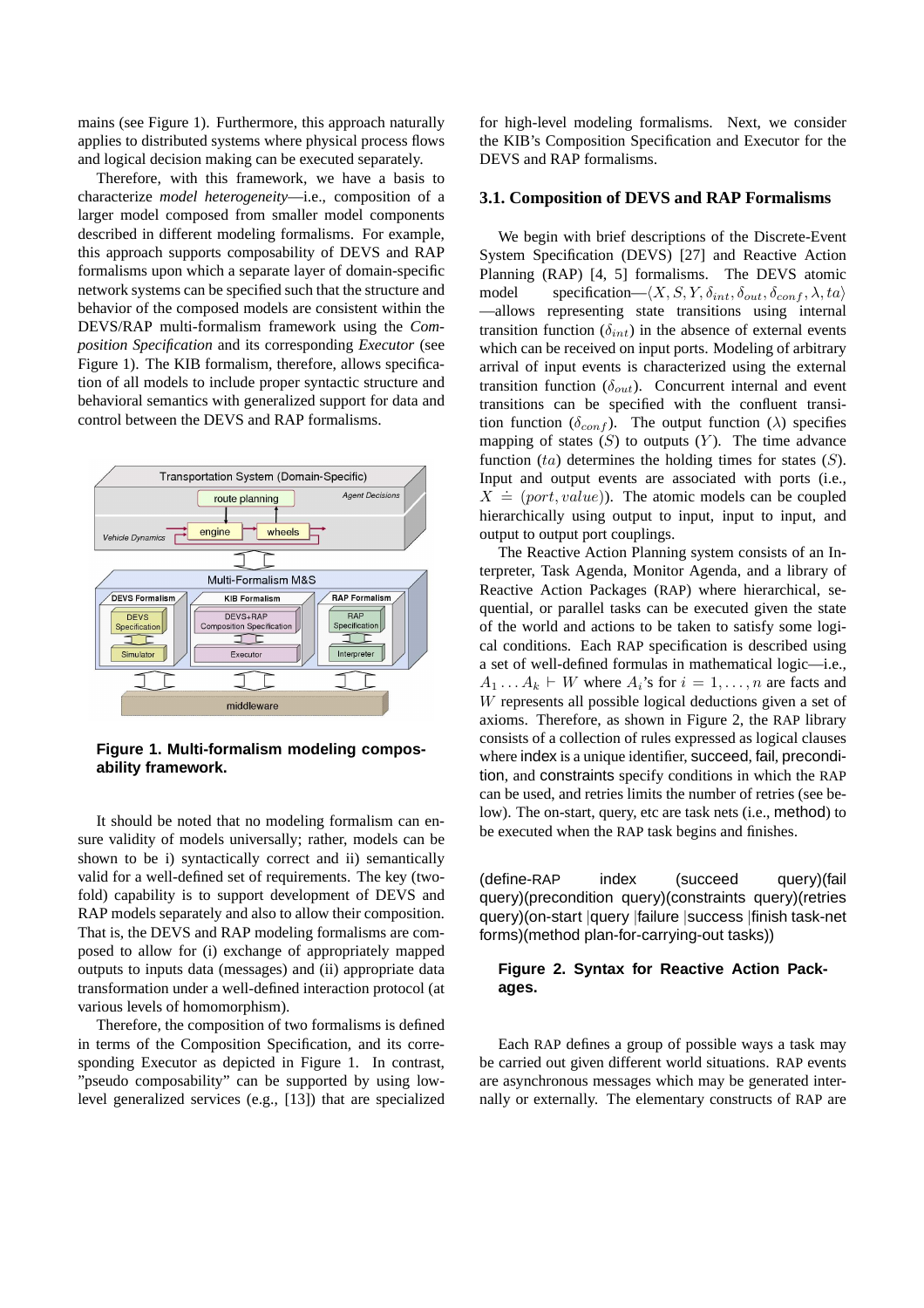mains (see Figure 1). Furthermore, this approach naturally applies to distributed systems where physical process flows and logical decision making can be executed separately.

Therefore, with this framework, we have a basis to characterize *model heterogeneity*—i.e., composition of a larger model composed from smaller model components described in different modeling formalisms. For example, this approach supports composability of DEVS and RAP formalisms upon which a separate layer of domain-specific network systems can be specified such that the structure and behavior of the composed models are consistent within the DEVS/RAP multi-formalism framework using the *Composition Specification* and its corresponding *Executor* (see Figure 1). The KIB formalism, therefore, allows specification of all models to include proper syntactic structure and behavioral semantics with generalized support for data and control between the DEVS and RAP formalisms.

**Figure 1. Multi-formalism modeling composability framework.**

It should be noted that no modeling formalism can ensure validity of models universally; rather, models can be shown to be i) syntactically correct and ii) semantically valid for a well-defined set of requirements. The key (two-fold) capability is to support development of DEVS and RAP models separately and also to allow their composition. That is, the DEVS and RAP modeling formalisms are composed to allow for (i) exchange of appropriately mapped outputs to inputs data (messages) and (ii) appropriate data transformation under a well-defined interaction protocol (at various levels of homomorphism).

Therefore, the composition of two formalisms is defined in terms of the Composition Specification, and its corresponding Executor as depicted in Figure 1. In contrast, "pseudo composability" can be supported by using low-level generalized services (e.g., [13]) that are specialized for high-level modeling formalisms. Next, we consider the KIB's Composition Specification and Executor for the DEVS and RAP formalisms.

### 3.1. Composition of DEVS and RAP Formalisms

We begin with brief descriptions of the Discrete-Event System Specification (DEVS) [27] and Reactive Action Planning (RAP) [4, 5] formalisms. The DEVS atomic model specification—$\langle X, S, Y, \delta_{int}, \delta_{out}, \delta_{conf}, \lambda, ta\rangle$—allows representing state transitions using internal transition function ($\delta_{int}$) in the absence of external events which can be received on input ports. Modeling of arbitrary arrival of input events is characterized using the external transition function ($\delta_{out}$). Concurrent internal and event transitions can be specified with the confluent transition function ($\delta_{conf}$). The output function ($\lambda$) specifies mapping of states ($S$) to outputs ($Y$). The time advance function ($ta$) determines the holding times for states ($S$). Input and output events are associated with ports (i.e., $X \doteq (port, value)$). The atomic models can be coupled hierarchically using output to input, input to input, and output to output port couplings.

The Reactive Action Planning system consists of an Interpreter, Task Agenda, Monitor Agenda, and a library of Reactive Action Packages (RAP) where hierarchical, sequential, or parallel tasks can be executed given the state of the world and actions to be taken to satisfy some logical conditions. Each RAP specification is described using a set of well-defined formulas in mathematical logic—i.e., $A_1 \ldots A_k \vdash W$ where $A_i$'s for $i = 1, \ldots, n$ are facts and $W$ represents all possible logical deductions given a set of axioms. Therefore, as shown in Figure 2, the RAP library consists of a collection of rules expressed as logical clauses where index is a unique identifier, succeed, fail, precondition, and constraints specify conditions in which the RAP can be used, and retries limits the number of retries (see below). The on-start, query, etc are task nets (i.e., method) to be executed when the RAP task begins and finishes.

```
(define-RAP index (succeed query)(fail query)(precondition query)(constraints query)(retries query)(on-start |query |failure |success |finish task-net forms)(method plan-for-carrying-out tasks))
```

**Figure 2. Syntax for Reactive Action Packages.**

Each RAP defines a group of possible ways a task may be carried out given different world situations. RAP events are asynchronous messages which may be generated internally or externally. The elementary constructs of RAP are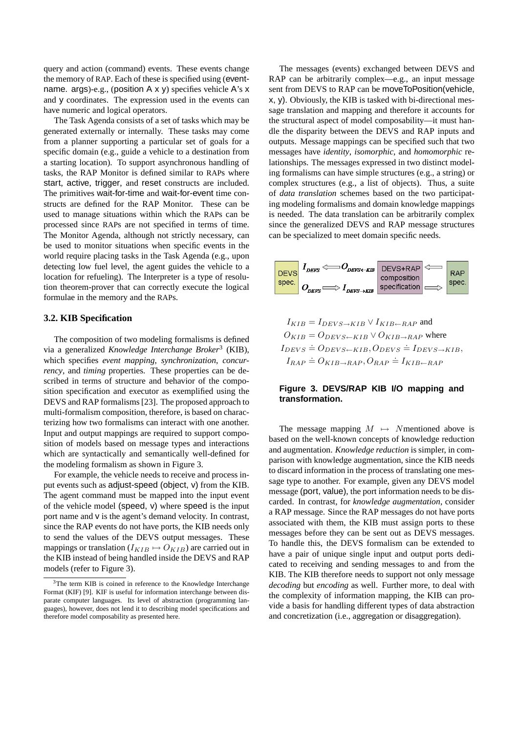query and action (command) events. These events change the memory of RAP. Each of these is specified using (event-name. args)-e.g., (position A x y) specifies vehicle A's x and y coordinates. The expression used in the events can have numeric and logical operators.

The Task Agenda consists of a set of tasks which may be generated externally or internally. These tasks may come from a planner supporting a particular set of goals for a specific domain (e.g., guide a vehicle to a destination from a starting location). To support asynchronous handling of tasks, the RAP Monitor is defined similar to RAPs where start, active, trigger, and reset constructs are included. The primitives wait-for-time and wait-for-event time constructs are defined for the RAP Monitor. These can be used to manage situations within which the RAPs can be processed since RAPs are not specified in terms of time. The Monitor Agenda, although not strictly necessary, can be used to monitor situations when specific events in the world require placing tasks in the Task Agenda (e.g., upon detecting low fuel level, the agent guides the vehicle to a location for refueling). The Interpreter is a type of resolution theorem-prover that can correctly execute the logical formulae in the memory and the RAPs.

### 3.2. KIB Specification

The composition of two modeling formalisms is defined via a generalized *Knowledge Interchange Broker*[3] (KIB), which specifies *event mapping*, *synchronization*, *concurrency*, and *timing* properties. These properties can be described in terms of structure and behavior of the composition specification and executor as exemplified using the DEVS and RAP formalisms [23]. The proposed approach to multi-formalism composition, therefore, is based on characterizing how two formalisms can interact with one another. Input and output mappings are required to support composition of models based on message types and interactions which are syntactically and semantically well-defined for the modeling formalism as shown in Figure 3.

For example, the vehicle needs to receive and process input events such as adjust-speed (object, v) from the KIB. The agent command must be mapped into the input event of the vehicle model (speed, v) where speed is the input port name and v is the agent's demand velocity. In contrast, since the RAP events do not have ports, the KIB needs only to send the values of the DEVS output messages. These mappings or translation ($I_{KIB} \mapsto O_{KIB}$) are carried out in the KIB instead of being handled inside the DEVS and RAP models (refer to Figure 3).

[3] The term KIB is coined in reference to the Knowledge Interchange Format (KIF) [9]. KIF is useful for information interchange between disparate computer languages. Its level of abstraction (programming languages), however, does not lend it to describing model specifications and therefore model composability as presented here.

The messages (events) exchanged between DEVS and RAP can be arbitrarily complex—e.g., an input message sent from DEVS to RAP can be moveToPosition(vehicle, x, y). Obviously, the KIB is tasked with bi-directional message translation and mapping and therefore it accounts for the structural aspect of model composability—it must handle the disparity between the DEVS and RAP inputs and outputs. Message mappings can be specified such that two messages have *identity*, *isomorphic*, and *homomorphic* relationships. The messages expressed in two distinct modeling formalisms can have simple structures (e.g., a string) or complex structures (e.g., a list of objects). Thus, a suite of *data translation* schemes based on the two participating modeling formalisms and domain knowledge mappings is needed. The data translation can be arbitrarily complex since the generalized DEVS and RAP message structures can be specialized to meet domain specific needs.

DEVS spec. | $I_{DEVS} \Longleftarrow O_{DEVS \leftarrow KIB}$ | $O_{DEVS} \Longrightarrow I_{DEVS \rightarrow KIB}$ | DEVS+RAP composition specification | RAP spec.

$$I_{KIB} = I_{DEVS \rightarrow KIB} \vee I_{KIB \leftarrow RAP} \text{ and}$$
$$O_{KIB} = O_{DEVS \leftarrow KIB} \vee O_{KIB \rightarrow RAP} \text{ where}$$
$$I_{DEVS} \doteq O_{DEVS \leftarrow KIB}, O_{DEVS} \doteq I_{DEVS \rightarrow KIB},$$
$$I_{RAP} \doteq O_{KIB \rightarrow RAP}, O_{RAP} \doteq I_{KIB \leftarrow RAP}$$

**Figure 3. DEVS/RAP KIB I/O mapping and transformation.**

The message mapping $M \mapsto N$ mentioned above is based on the well-known concepts of knowledge reduction and augmentation. *Knowledge reduction* is simpler, in comparison with knowledge augmentation, since the KIB needs to discard information in the process of translating one message type to another. For example, given any DEVS model message (port, value), the port information needs to be discarded. In contrast, for *knowledge augmentation*, consider a RAP message. Since the RAP messages do not have ports associated with them, the KIB must assign ports to these messages before they can be sent out as DEVS messages. To handle this, the DEVS formalism can be extended to have a pair of unique single input and output ports dedicated to receiving and sending messages to and from the KIB. The KIB therefore needs to support not only message *decoding* but *encoding* as well. Further more, to deal with the complexity of information mapping, the KIB can provide a basis for handling different types of data abstraction and concretization (i.e., aggregation or disaggregation).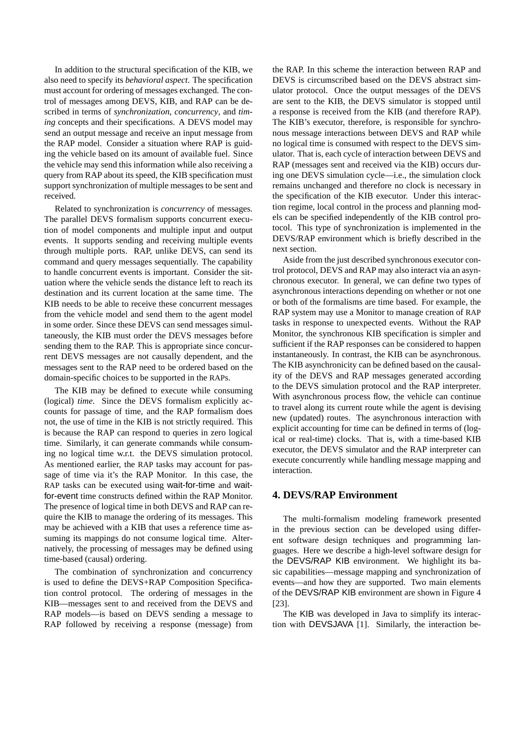In addition to the structural specification of the KIB, we also need to specify its *behavioral aspect*. The specification must account for ordering of messages exchanged. The control of messages among DEVS, KIB, and RAP can be described in terms of *synchronization*, *concurrency*, and *timing* concepts and their specifications. A DEVS model may send an output message and receive an input message from the RAP model. Consider a situation where RAP is guiding the vehicle based on its amount of available fuel. Since the vehicle may send this information while also receiving a query from RAP about its speed, the KIB specification must support synchronization of multiple messages to be sent and received.

Related to synchronization is *concurrency* of messages. The parallel DEVS formalism supports concurrent execution of model components and multiple input and output events. It supports sending and receiving multiple events through multiple ports. RAP, unlike DEVS, can send its command and query messages sequentially. The capability to handle concurrent events is important. Consider the situation where the vehicle sends the distance left to reach its destination and its current location at the same time. The KIB needs to be able to receive these concurrent messages from the vehicle model and send them to the agent model in some order. Since these DEVS can send messages simultaneously, the KIB must order the DEVS messages before sending them to the RAP. This is appropriate since concurrent DEVS messages are not causally dependent, and the messages sent to the RAP need to be ordered based on the domain-specific choices to be supported in the RAPs.

The KIB may be defined to execute while consuming (logical) *time*. Since the DEVS formalism explicitly accounts for passage of time, and the RAP formalism does not, the use of time in the KIB is not strictly required. This is because the RAP can respond to queries in zero logical time. Similarly, it can generate commands while consuming no logical time w.r.t. the DEVS simulation protocol. As mentioned earlier, the RAP tasks may account for passage of time via it's the RAP Monitor. In this case, the RAP tasks can be executed using wait-for-time and wait-for-event time constructs defined within the RAP Monitor. The presence of logical time in both DEVS and RAP can require the KIB to manage the ordering of its messages. This may be achieved with a KIB that uses a reference time assuming its mappings do not consume logical time. Alternatively, the processing of messages may be defined using time-based (causal) ordering.

The combination of synchronization and concurrency is used to define the DEVS+RAP Composition Specification control protocol. The ordering of messages in the KIB—messages sent to and received from the DEVS and RAP models—is based on DEVS sending a message to RAP followed by receiving a response (message) from the RAP. In this scheme the interaction between RAP and DEVS is circumscribed based on the DEVS abstract simulator protocol. Once the output messages of the DEVS are sent to the KIB, the DEVS simulator is stopped until a response is received from the KIB (and therefore RAP). The KIB's executor, therefore, is responsible for synchronous message interactions between DEVS and RAP while no logical time is consumed with respect to the DEVS simulator. That is, each cycle of interaction between DEVS and RAP (messages sent and received via the KIB) occurs during one DEVS simulation cycle—i.e., the simulation clock remains unchanged and therefore no clock is necessary in the specification of the KIB executor. Under this interaction regime, local control in the process and planning models can be specified independently of the KIB control protocol. This type of synchronization is implemented in the DEVS/RAP environment which is briefly described in the next section.

Aside from the just described synchronous executor control protocol, DEVS and RAP may also interact via an asynchronous executor. In general, we can define two types of asynchronous interactions depending on whether or not one or both of the formalisms are time based. For example, the RAP system may use a Monitor to manage creation of RAP tasks in response to unexpected events. Without the RAP Monitor, the synchronous KIB specification is simpler and sufficient if the RAP responses can be considered to happen instantaneously. In contrast, the KIB can be asynchronous. The KIB asynchronicity can be defined based on the causality of the DEVS and RAP messages generated according to the DEVS simulation protocol and the RAP interpreter. With asynchronous process flow, the vehicle can continue to travel along its current route while the agent is devising new (updated) routes. The asynchronous interaction with explicit accounting for time can be defined in terms of (logical or real-time) clocks. That is, with a time-based KIB executor, the DEVS simulator and the RAP interpreter can execute concurrently while handling message mapping and interaction.

## 4. DEVS/RAP Environment

The multi-formalism modeling framework presented in the previous section can be developed using different software design techniques and programming languages. Here we describe a high-level software design for the DEVS/RAP KIB environment. We highlight its basic capabilities—message mapping and synchronization of events—and how they are supported. Two main elements of the DEVS/RAP KIB environment are shown in Figure 4 [23].

The KIB was developed in Java to simplify its interaction with DEVSJAVA [1]. Similarly, the interaction be-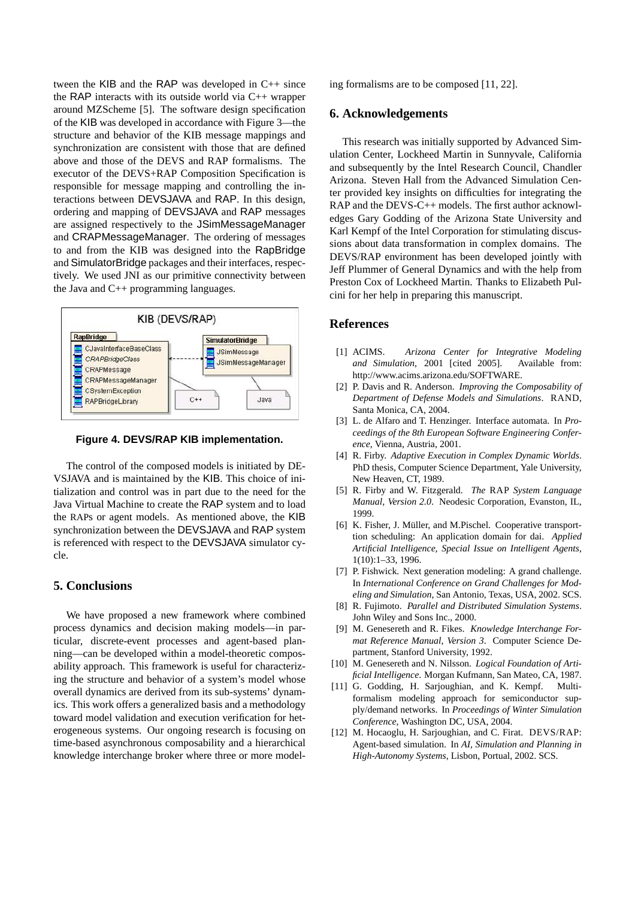tween the KIB and the RAP was developed in C++ since the RAP interacts with its outside world via C++ wrapper around MZScheme [5]. The software design specification of the KIB was developed in accordance with Figure 3—the structure and behavior of the KIB message mappings and synchronization are consistent with those that are defined above and those of the DEVS and RAP formalisms. The executor of the DEVS+RAP Composition Specification is responsible for message mapping and controlling the interactions between DEVSJAVA and RAP. In this design, ordering and mapping of DEVSJAVA and RAP messages are assigned respectively to the JSimMessageManager and CRAPMessageManager. The ordering of messages to and from the KIB was designed into the RapBridge and SimulatorBridge packages and their interfaces, respectively. We used JNI as our primitive connectivity between the Java and C++ programming languages.

KIB (DEVS/RAP)

RapBridge
CJavaInterfaceBaseClass
CRAPBridgeClass
CRAPMessage
CRAPMessageManager
CSystemException
RAPBridgeLibrary

SimulatorBridge
JSimMessage
JSimMessageManager

C++

Java

**Figure 4. DEVS/RAP KIB implementation.**

The control of the composed models is initiated by DEVSJAVA and is maintained by the KIB. This choice of initialization and control was in part due to the need for the Java Virtual Machine to create the RAP system and to load the RAPs or agent models. As mentioned above, the KIB synchronization between the DEVSJAVA and RAP system is referenced with respect to the DEVSJAVA simulator cycle.

## 5. Conclusions

We have proposed a new framework where combined process dynamics and decision making models—in particular, discrete-event processes and agent-based planning—can be developed within a model-theoretic composability approach. This framework is useful for characterizing the structure and behavior of a system's model whose overall dynamics are derived from its sub-systems' dynamics. This work offers a generalized basis and a methodology toward model validation and execution verification for heterogeneous systems. Our ongoing research is focusing on time-based asynchronous composability and a hierarchical knowledge interchange broker where three or more modeling formalisms are to be composed [11, 22].

## 6. Acknowledgements

This research was initially supported by Advanced Simulation Center, Lockheed Martin in Sunnyvale, California and subsequently by the Intel Research Council, Chandler Arizona. Steven Hall from the Advanced Simulation Center provided key insights on difficulties for integrating the RAP and the DEVS-C++ models. The first author acknowledges Gary Godding of the Arizona State University and Karl Kempf of the Intel Corporation for stimulating discussions about data transformation in complex domains. The DEVS/RAP environment has been developed jointly with Jeff Plummer of General Dynamics and with the help from Preston Cox of Lockheed Martin. Thanks to Elizabeth Pulcini for her help in preparing this manuscript.

## References

[1] ACIMS. *Arizona Center for Integrative Modeling and Simulation*, 2001 [cited 2005]. Available from: http://www.acims.arizona.edu/SOFTWARE.

[2] P. Davis and R. Anderson. *Improving the Composability of Department of Defense Models and Simulations*. RAND, Santa Monica, CA, 2004.

[3] L. de Alfaro and T. Henzinger. Interface automata. In *Proceedings of the 8th European Software Engineering Conference*, Vienna, Austria, 2001.

[4] R. Firby. *Adaptive Execution in Complex Dynamic Worlds*. PhD thesis, Computer Science Department, Yale University, New Heaven, CT, 1989.

[5] R. Firby and W. Fitzgerald. *The* RAP *System Language Manual, Version 2.0*. Neodesic Corporation, Evanston, IL, 1999.

[6] K. Fisher, J. Müller, and M.Pischel. Cooperative transportion scheduling: An application domain for dai. *Applied Artificial Intelligence, Special Issue on Intelligent Agents*, 1(10):1–33, 1996.

[7] P. Fishwick. Next generation modeling: A grand challenge. In *International Conference on Grand Challenges for Modeling and Simulation*, San Antonio, Texas, USA, 2002. SCS.

[8] R. Fujimoto. *Parallel and Distributed Simulation Systems*. John Wiley and Sons Inc., 2000.

[9] M. Genesereth and R. Fikes. *Knowledge Interchange Format Reference Manual, Version 3*. Computer Science Department, Stanford University, 1992.

[10] M. Genesereth and N. Nilsson. *Logical Foundation of Artificial Intelligence*. Morgan Kufmann, San Mateo, CA, 1987.

[11] G. Godding, H. Sarjoughian, and K. Kempf. Multi-formalism modeling approach for semiconductor supply/demand networks. In *Proceedings of Winter Simulation Conference*, Washington DC, USA, 2004.

[12] M. Hocaoglu, H. Sarjoughian, and C. Firat. DEVS/RAP: Agent-based simulation. In *AI, Simulation and Planning in High-Autonomy Systems*, Lisbon, Portual, 2002. SCS.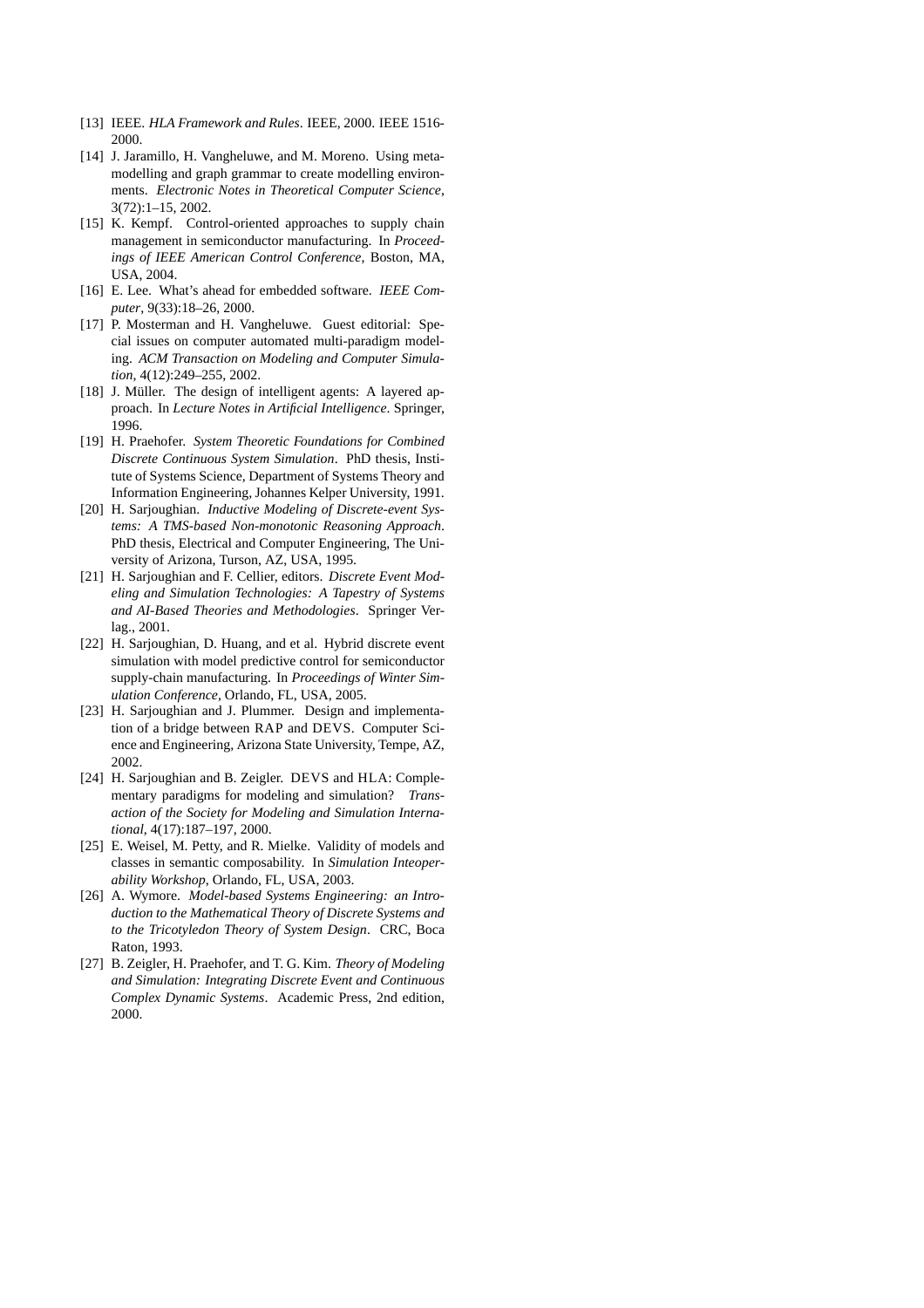[13] IEEE. *HLA Framework and Rules*. IEEE, 2000. IEEE 1516-2000.

[14] J. Jaramillo, H. Vangheluwe, and M. Moreno. Using meta-modelling and graph grammar to create modelling environments. *Electronic Notes in Theoretical Computer Science*, 3(72):1–15, 2002.

[15] K. Kempf. Control-oriented approaches to supply chain management in semiconductor manufacturing. In *Proceedings of IEEE American Control Conference*, Boston, MA, USA, 2004.

[16] E. Lee. What's ahead for embedded software. *IEEE Computer*, 9(33):18–26, 2000.

[17] P. Mosterman and H. Vangheluwe. Guest editorial: Special issues on computer automated multi-paradigm modeling. *ACM Transaction on Modeling and Computer Simulation*, 4(12):249–255, 2002.

[18] J. Müller. The design of intelligent agents: A layered approach. In *Lecture Notes in Artificial Intelligence*. Springer, 1996.

[19] H. Praehofer. *System Theoretic Foundations for Combined Discrete Continuous System Simulation*. PhD thesis, Institute of Systems Science, Department of Systems Theory and Information Engineering, Johannes Kelper University, 1991.

[20] H. Sarjoughian. *Inductive Modeling of Discrete-event Systems: A TMS-based Non-monotonic Reasoning Approach*. PhD thesis, Electrical and Computer Engineering, The University of Arizona, Turson, AZ, USA, 1995.

[21] H. Sarjoughian and F. Cellier, editors. *Discrete Event Modeling and Simulation Technologies: A Tapestry of Systems and AI-Based Theories and Methodologies*. Springer Verlag., 2001.

[22] H. Sarjoughian, D. Huang, and et al. Hybrid discrete event simulation with model predictive control for semiconductor supply-chain manufacturing. In *Proceedings of Winter Simulation Conference*, Orlando, FL, USA, 2005.

[23] H. Sarjoughian and J. Plummer. Design and implementation of a bridge between RAP and DEVS. Computer Science and Engineering, Arizona State University, Tempe, AZ, 2002.

[24] H. Sarjoughian and B. Zeigler. DEVS and HLA: Complementary paradigms for modeling and simulation? *Transaction of the Society for Modeling and Simulation International*, 4(17):187–197, 2000.

[25] E. Weisel, M. Petty, and R. Mielke. Validity of models and classes in semantic composability. In *Simulation Inteoperability Workshop*, Orlando, FL, USA, 2003.

[26] A. Wymore. *Model-based Systems Engineering: an Introduction to the Mathematical Theory of Discrete Systems and to the Tricotyledon Theory of System Design*. CRC, Boca Raton, 1993.

[27] B. Zeigler, H. Praehofer, and T. G. Kim. *Theory of Modeling and Simulation: Integrating Discrete Event and Continuous Complex Dynamic Systems*. Academic Press, 2nd edition, 2000.